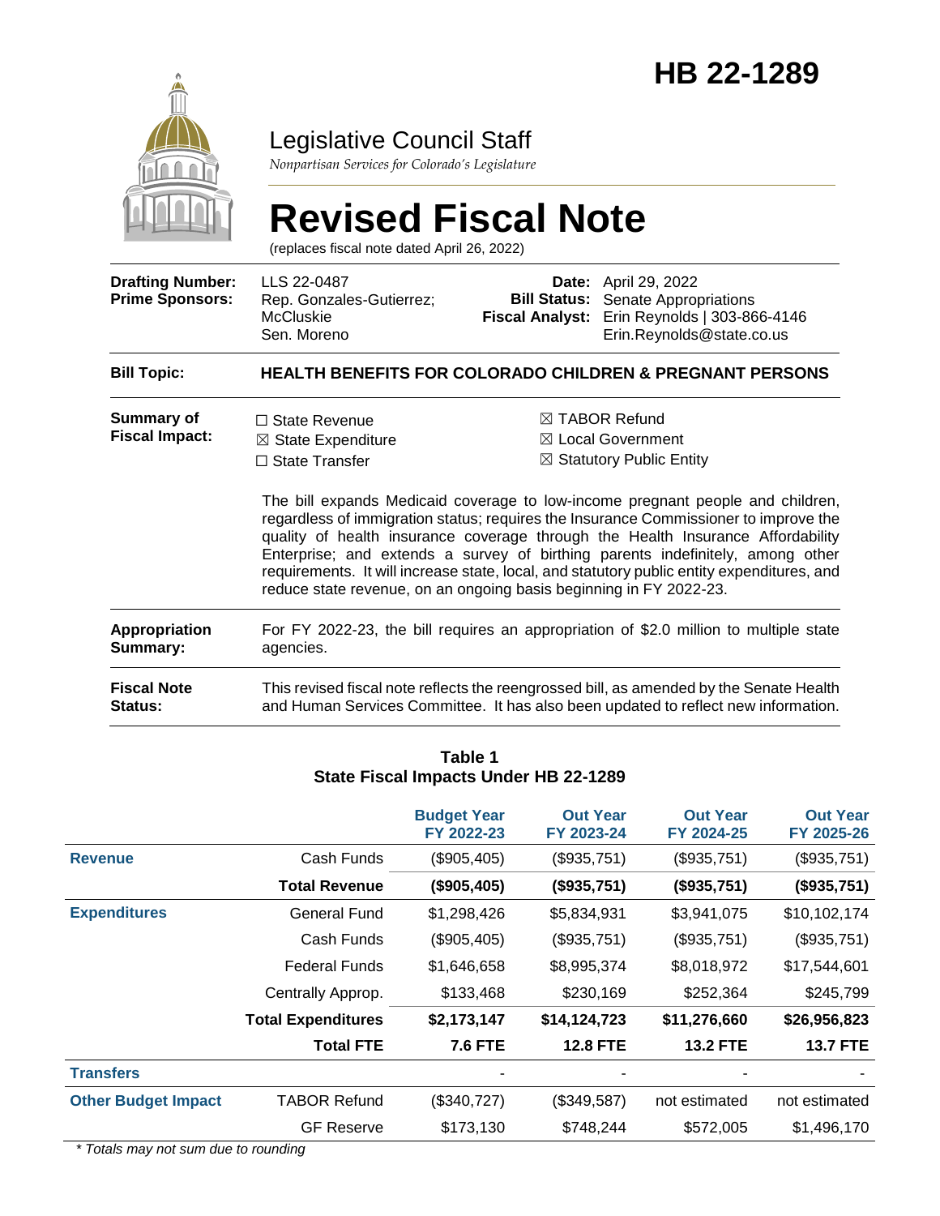# HB 22-1289

## Legislative Council Staff

*Nonpartisan Services for Colorado's Legislature*

# Revised Fiscal Note

(replaces fiscal note dated April 26, 2022)

| | | | |
|---|---|---|---|
| **Drafting Number:** | LLS 22-0487 | **Date:** | April 29, 2022 |
| **Prime Sponsors:** | Rep. Gonzales-Gutierrez; McCluskie<br>Sen. Moreno | **Bill Status:** | Senate Appropriations |
| | | **Fiscal Analyst:** | Erin Reynolds \| 303-866-4146<br>Erin.Reynolds@state.co.us |

**Bill Topic:** **HEALTH BENEFITS FOR COLORADO CHILDREN & PREGNANT PERSONS**

**Summary of Fiscal Impact:**

- ☐ State Revenue
- ☒ State Expenditure
- ☐ State Transfer
- ☒ TABOR Refund
- ☒ Local Government
- ☒ Statutory Public Entity

The bill expands Medicaid coverage to low-income pregnant people and children, regardless of immigration status; requires the Insurance Commissioner to improve the quality of health insurance coverage through the Health Insurance Affordability Enterprise; and extends a survey of birthing parents indefinitely, among other requirements. It will increase state, local, and statutory public entity expenditures, and reduce state revenue, on an ongoing basis beginning in FY 2022-23.

**Appropriation Summary:** For FY 2022-23, the bill requires an appropriation of $2.0 million to multiple state agencies.

**Fiscal Note Status:** This revised fiscal note reflects the reengrossed bill, as amended by the Senate Health and Human Services Committee. It has also been updated to reflect new information.

**Table 1**
**State Fiscal Impacts Under HB 22-1289**

| | | Budget Year FY 2022-23 | Out Year FY 2023-24 | Out Year FY 2024-25 | Out Year FY 2025-26 |
|---|---|---|---|---|---|
| **Revenue** | Cash Funds | ($905,405) | ($935,751) | ($935,751) | ($935,751) |
| | **Total Revenue** | **($905,405)** | **($935,751)** | **($935,751)** | **($935,751)** |
| **Expenditures** | General Fund | $1,298,426 | $5,834,931 | $3,941,075 | $10,102,174 |
| | Cash Funds | ($905,405) | ($935,751) | ($935,751) | ($935,751) |
| | Federal Funds | $1,646,658 | $8,995,374 | $8,018,972 | $17,544,601 |
| | Centrally Approp. | $133,468 | $230,169 | $252,364 | $245,799 |
| | **Total Expenditures** | **$2,173,147** | **$14,124,723** | **$11,276,660** | **$26,956,823** |
| | **Total FTE** | **7.6 FTE** | **12.8 FTE** | **13.2 FTE** | **13.7 FTE** |
| **Transfers** | | - | - | - | - |
| **Other Budget Impact** | TABOR Refund | ($340,727) | ($349,587) | not estimated | not estimated |
| | GF Reserve | $173,130 | $748,244 | $572,005 | $1,496,170 |

*\* Totals may not sum due to rounding*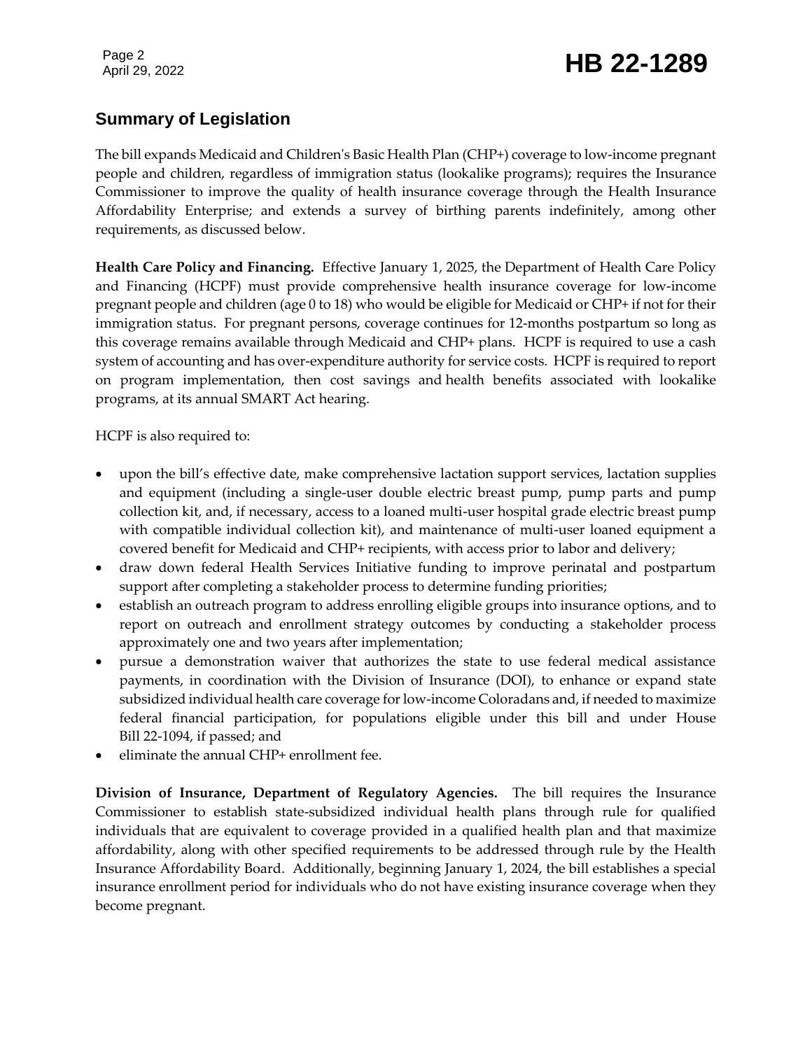## Summary of Legislation

The bill expands Medicaid and Children's Basic Health Plan (CHP+) coverage to low-income pregnant people and children, regardless of immigration status (lookalike programs); requires the Insurance Commissioner to improve the quality of health insurance coverage through the Health Insurance Affordability Enterprise; and extends a survey of birthing parents indefinitely, among other requirements, as discussed below.

**Health Care Policy and Financing.** Effective January 1, 2025, the Department of Health Care Policy and Financing (HCPF) must provide comprehensive health insurance coverage for low-income pregnant people and children (age 0 to 18) who would be eligible for Medicaid or CHP+ if not for their immigration status. For pregnant persons, coverage continues for 12-months postpartum so long as this coverage remains available through Medicaid and CHP+ plans. HCPF is required to use a cash system of accounting and has over-expenditure authority for service costs. HCPF is required to report on program implementation, then cost savings and health benefits associated with lookalike programs, at its annual SMART Act hearing.

HCPF is also required to:

- upon the bill's effective date, make comprehensive lactation support services, lactation supplies and equipment (including a single-user double electric breast pump, pump parts and pump collection kit, and, if necessary, access to a loaned multi-user hospital grade electric breast pump with compatible individual collection kit), and maintenance of multi-user loaned equipment a covered benefit for Medicaid and CHP+ recipients, with access prior to labor and delivery;
- draw down federal Health Services Initiative funding to improve perinatal and postpartum support after completing a stakeholder process to determine funding priorities;
- establish an outreach program to address enrolling eligible groups into insurance options, and to report on outreach and enrollment strategy outcomes by conducting a stakeholder process approximately one and two years after implementation;
- pursue a demonstration waiver that authorizes the state to use federal medical assistance payments, in coordination with the Division of Insurance (DOI), to enhance or expand state subsidized individual health care coverage for low-income Coloradans and, if needed to maximize federal financial participation, for populations eligible under this bill and under House Bill 22-1094, if passed; and
- eliminate the annual CHP+ enrollment fee.

**Division of Insurance, Department of Regulatory Agencies.** The bill requires the Insurance Commissioner to establish state-subsidized individual health plans through rule for qualified individuals that are equivalent to coverage provided in a qualified health plan and that maximize affordability, along with other specified requirements to be addressed through rule by the Health Insurance Affordability Board. Additionally, beginning January 1, 2024, the bill establishes a special insurance enrollment period for individuals who do not have existing insurance coverage when they become pregnant.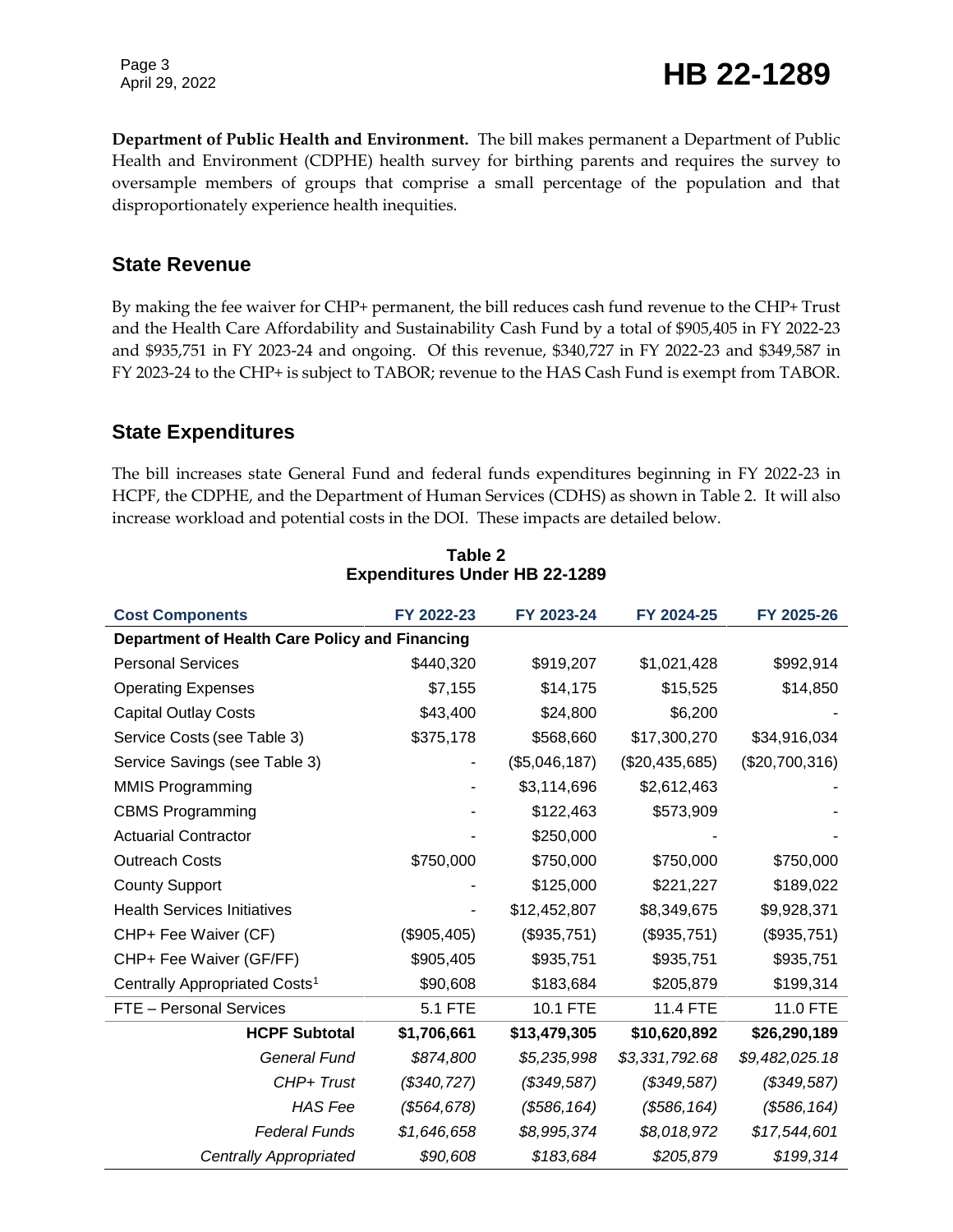**Department of Public Health and Environment.** The bill makes permanent a Department of Public Health and Environment (CDPHE) health survey for birthing parents and requires the survey to oversample members of groups that comprise a small percentage of the population and that disproportionately experience health inequities.

## State Revenue

By making the fee waiver for CHP+ permanent, the bill reduces cash fund revenue to the CHP+ Trust and the Health Care Affordability and Sustainability Cash Fund by a total of $905,405 in FY 2022-23 and $935,751 in FY 2023-24 and ongoing. Of this revenue, $340,727 in FY 2022-23 and $349,587 in FY 2023-24 to the CHP+ is subject to TABOR; revenue to the HAS Cash Fund is exempt from TABOR.

## State Expenditures

The bill increases state General Fund and federal funds expenditures beginning in FY 2022-23 in HCPF, the CDPHE, and the Department of Human Services (CDHS) as shown in Table 2. It will also increase workload and potential costs in the DOI. These impacts are detailed below.

**Table 2**
**Expenditures Under HB 22-1289**

| Cost Components | FY 2022-23 | FY 2023-24 | FY 2024-25 | FY 2025-26 |
|---|---|---|---|---|
| **Department of Health Care Policy and Financing** | | | | |
| Personal Services | $440,320 | $919,207 | $1,021,428 | $992,914 |
| Operating Expenses | $7,155 | $14,175 | $15,525 | $14,850 |
| Capital Outlay Costs | $43,400 | $24,800 | $6,200 | - |
| Service Costs (see Table 3) | $375,178 | $568,660 | $17,300,270 | $34,916,034 |
| Service Savings (see Table 3) | - | ($5,046,187) | ($20,435,685) | ($20,700,316) |
| MMIS Programming | - | $3,114,696 | $2,612,463 | - |
| CBMS Programming | - | $122,463 | $573,909 | - |
| Actuarial Contractor | - | $250,000 | - | - |
| Outreach Costs | $750,000 | $750,000 | $750,000 | $750,000 |
| County Support | - | $125,000 | $221,227 | $189,022 |
| Health Services Initiatives | - | $12,452,807 | $8,349,675 | $9,928,371 |
| CHP+ Fee Waiver (CF) | ($905,405) | ($935,751) | ($935,751) | ($935,751) |
| CHP+ Fee Waiver (GF/FF) | $905,405 | $935,751 | $935,751 | $935,751 |
| Centrally Appropriated Costs[1] | $90,608 | $183,684 | $205,879 | $199,314 |
| FTE – Personal Services | 5.1 FTE | 10.1 FTE | 11.4 FTE | 11.0 FTE |
| **HCPF Subtotal** | **$1,706,661** | **$13,479,305** | **$10,620,892** | **$26,290,189** |
| *General Fund* | *$874,800* | *$5,235,998* | *$3,331,792.68* | *$9,482,025.18* |
| *CHP+ Trust* | *($340,727)* | *($349,587)* | *($349,587)* | *($349,587)* |
| *HAS Fee* | *($564,678)* | *($586,164)* | *($586,164)* | *($586,164)* |
| *Federal Funds* | *$1,646,658* | *$8,995,374* | *$8,018,972* | *$17,544,601* |
| *Centrally Appropriated* | *$90,608* | *$183,684* | *$205,879* | *$199,314* |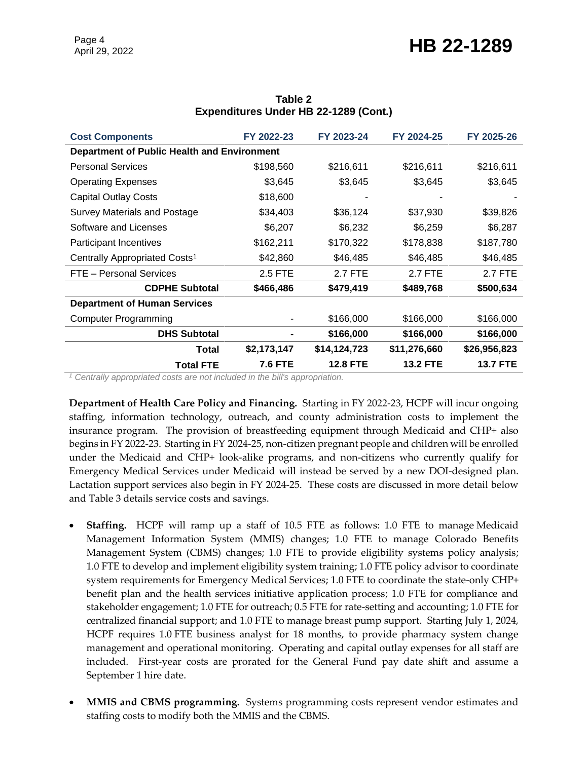**Table 2**
**Expenditures Under HB 22-1289 (Cont.)**

| Cost Components | FY 2022-23 | FY 2023-24 | FY 2024-25 | FY 2025-26 |
|---|---|---|---|---|
| **Department of Public Health and Environment** | | | | |
| Personal Services | $198,560 | $216,611 | $216,611 | $216,611 |
| Operating Expenses | $3,645 | $3,645 | $3,645 | $3,645 |
| Capital Outlay Costs | $18,600 | - | - | - |
| Survey Materials and Postage | $34,403 | $36,124 | $37,930 | $39,826 |
| Software and Licenses | $6,207 | $6,232 | $6,259 | $6,287 |
| Participant Incentives | $162,211 | $170,322 | $178,838 | $187,780 |
| Centrally Appropriated Costs[1] | $42,860 | $46,485 | $46,485 | $46,485 |
| FTE – Personal Services | 2.5 FTE | 2.7 FTE | 2.7 FTE | 2.7 FTE |
| **CDPHE Subtotal** | **$466,486** | **$479,419** | **$489,768** | **$500,634** |
| **Department of Human Services** | | | | |
| Computer Programming | - | $166,000 | $166,000 | $166,000 |
| **DHS Subtotal** | **-** | **$166,000** | **$166,000** | **$166,000** |
| **Total** | **$2,173,147** | **$14,124,723** | **$11,276,660** | **$26,956,823** |
| **Total FTE** | **7.6 FTE** | **12.8 FTE** | **13.2 FTE** | **13.7 FTE** |

*[1] Centrally appropriated costs are not included in the bill's appropriation.*

**Department of Health Care Policy and Financing.** Starting in FY 2022-23, HCPF will incur ongoing staffing, information technology, outreach, and county administration costs to implement the insurance program. The provision of breastfeeding equipment through Medicaid and CHP+ also begins in FY 2022-23. Starting in FY 2024-25, non-citizen pregnant people and children will be enrolled under the Medicaid and CHP+ look-alike programs, and non-citizens who currently qualify for Emergency Medical Services under Medicaid will instead be served by a new DOI-designed plan. Lactation support services also begin in FY 2024-25. These costs are discussed in more detail below and Table 3 details service costs and savings.

- **Staffing.** HCPF will ramp up a staff of 10.5 FTE as follows: 1.0 FTE to manage Medicaid Management Information System (MMIS) changes; 1.0 FTE to manage Colorado Benefits Management System (CBMS) changes; 1.0 FTE to provide eligibility systems policy analysis; 1.0 FTE to develop and implement eligibility system training; 1.0 FTE policy advisor to coordinate system requirements for Emergency Medical Services; 1.0 FTE to coordinate the state-only CHP+ benefit plan and the health services initiative application process; 1.0 FTE for compliance and stakeholder engagement; 1.0 FTE for outreach; 0.5 FTE for rate-setting and accounting; 1.0 FTE for centralized financial support; and 1.0 FTE to manage breast pump support. Starting July 1, 2024, HCPF requires 1.0 FTE business analyst for 18 months, to provide pharmacy system change management and operational monitoring. Operating and capital outlay expenses for all staff are included. First-year costs are prorated for the General Fund pay date shift and assume a September 1 hire date.

- **MMIS and CBMS programming.** Systems programming costs represent vendor estimates and staffing costs to modify both the MMIS and the CBMS.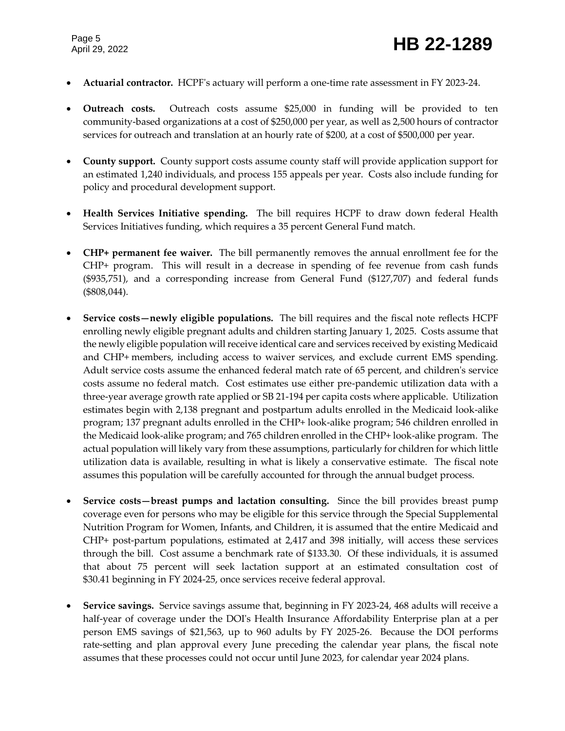- **Actuarial contractor.** HCPF's actuary will perform a one-time rate assessment in FY 2023-24.

- **Outreach costs.** Outreach costs assume $25,000 in funding will be provided to ten community-based organizations at a cost of $250,000 per year, as well as 2,500 hours of contractor services for outreach and translation at an hourly rate of $200, at a cost of $500,000 per year.

- **County support.** County support costs assume county staff will provide application support for an estimated 1,240 individuals, and process 155 appeals per year. Costs also include funding for policy and procedural development support.

- **Health Services Initiative spending.** The bill requires HCPF to draw down federal Health Services Initiatives funding, which requires a 35 percent General Fund match.

- **CHP+ permanent fee waiver.** The bill permanently removes the annual enrollment fee for the CHP+ program. This will result in a decrease in spending of fee revenue from cash funds ($935,751), and a corresponding increase from General Fund ($127,707) and federal funds ($808,044).

- **Service costs—newly eligible populations.** The bill requires and the fiscal note reflects HCPF enrolling newly eligible pregnant adults and children starting January 1, 2025. Costs assume that the newly eligible population will receive identical care and services received by existing Medicaid and CHP+ members, including access to waiver services, and exclude current EMS spending. Adult service costs assume the enhanced federal match rate of 65 percent, and children's service costs assume no federal match. Cost estimates use either pre-pandemic utilization data with a three-year average growth rate applied or SB 21-194 per capita costs where applicable. Utilization estimates begin with 2,138 pregnant and postpartum adults enrolled in the Medicaid look-alike program; 137 pregnant adults enrolled in the CHP+ look-alike program; 546 children enrolled in the Medicaid look-alike program; and 765 children enrolled in the CHP+ look-alike program. The actual population will likely vary from these assumptions, particularly for children for which little utilization data is available, resulting in what is likely a conservative estimate. The fiscal note assumes this population will be carefully accounted for through the annual budget process.

- **Service costs—breast pumps and lactation consulting.** Since the bill provides breast pump coverage even for persons who may be eligible for this service through the Special Supplemental Nutrition Program for Women, Infants, and Children, it is assumed that the entire Medicaid and CHP+ post-partum populations, estimated at 2,417 and 398 initially, will access these services through the bill. Cost assume a benchmark rate of $133.30. Of these individuals, it is assumed that about 75 percent will seek lactation support at an estimated consultation cost of $30.41 beginning in FY 2024-25, once services receive federal approval.

- **Service savings.** Service savings assume that, beginning in FY 2023-24, 468 adults will receive a half-year of coverage under the DOI's Health Insurance Affordability Enterprise plan at a per person EMS savings of $21,563, up to 960 adults by FY 2025-26. Because the DOI performs rate-setting and plan approval every June preceding the calendar year plans, the fiscal note assumes that these processes could not occur until June 2023, for calendar year 2024 plans.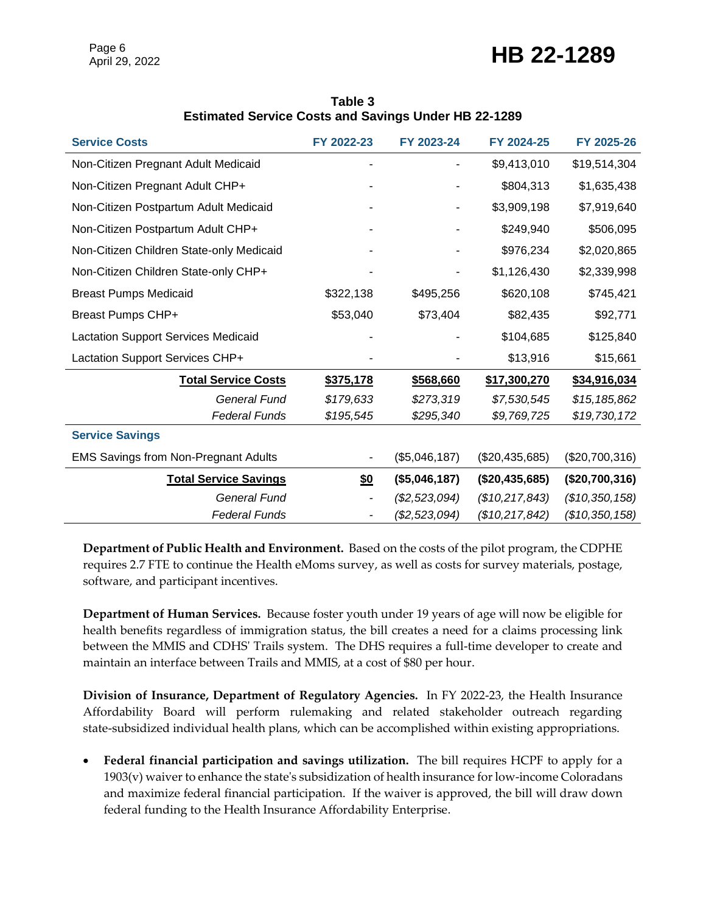**Table 3**
**Estimated Service Costs and Savings Under HB 22-1289**

| Service Costs | FY 2022-23 | FY 2023-24 | FY 2024-25 | FY 2025-26 |
|---|---|---|---|---|
| Non-Citizen Pregnant Adult Medicaid | - | - | $9,413,010 | $19,514,304 |
| Non-Citizen Pregnant Adult CHP+ | - | - | $804,313 | $1,635,438 |
| Non-Citizen Postpartum Adult Medicaid | - | - | $3,909,198 | $7,919,640 |
| Non-Citizen Postpartum Adult CHP+ | - | - | $249,940 | $506,095 |
| Non-Citizen Children State-only Medicaid | - | - | $976,234 | $2,020,865 |
| Non-Citizen Children State-only CHP+ | - | - | $1,126,430 | $2,339,998 |
| Breast Pumps Medicaid | $322,138 | $495,256 | $620,108 | $745,421 |
| Breast Pumps CHP+ | $53,040 | $73,404 | $82,435 | $92,771 |
| Lactation Support Services Medicaid | - | - | $104,685 | $125,840 |
| Lactation Support Services CHP+ | - | - | $13,916 | $15,661 |
| **Total Service Costs** | **$375,178** | **$568,660** | **$17,300,270** | **$34,916,034** |
| *General Fund* | *$179,633* | *$273,319* | *$7,530,545* | *$15,185,862* |
| *Federal Funds* | *$195,545* | *$295,340* | *$9,769,725* | *$19,730,172* |
| **Service Savings** | | | | |
| EMS Savings from Non-Pregnant Adults | - | ($5,046,187) | ($20,435,685) | ($20,700,316) |
| **Total Service Savings** | **$0** | **($5,046,187)** | **($20,435,685)** | **($20,700,316)** |
| *General Fund* | - | *($2,523,094)* | *($10,217,843)* | *($10,350,158)* |
| *Federal Funds* | - | *($2,523,094)* | *($10,217,842)* | *($10,350,158)* |

**Department of Public Health and Environment.** Based on the costs of the pilot program, the CDPHE requires 2.7 FTE to continue the Health eMoms survey, as well as costs for survey materials, postage, software, and participant incentives.

**Department of Human Services.** Because foster youth under 19 years of age will now be eligible for health benefits regardless of immigration status, the bill creates a need for a claims processing link between the MMIS and CDHS' Trails system. The DHS requires a full-time developer to create and maintain an interface between Trails and MMIS, at a cost of $80 per hour.

**Division of Insurance, Department of Regulatory Agencies.** In FY 2022-23, the Health Insurance Affordability Board will perform rulemaking and related stakeholder outreach regarding state-subsidized individual health plans, which can be accomplished within existing appropriations.

- **Federal financial participation and savings utilization.** The bill requires HCPF to apply for a 1903(v) waiver to enhance the state's subsidization of health insurance for low-income Coloradans and maximize federal financial participation. If the waiver is approved, the bill will draw down federal funding to the Health Insurance Affordability Enterprise.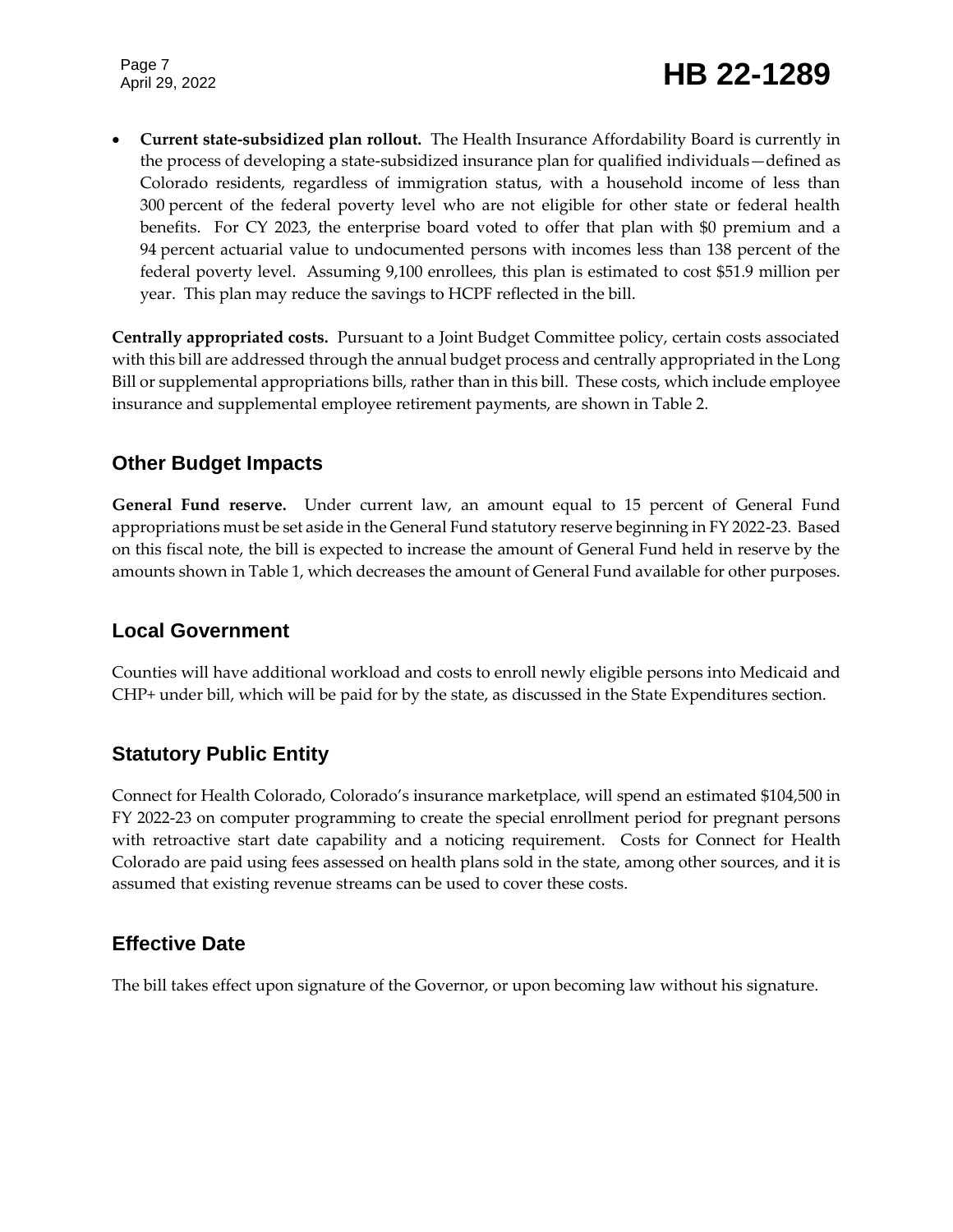- **Current state-subsidized plan rollout.** The Health Insurance Affordability Board is currently in the process of developing a state-subsidized insurance plan for qualified individuals—defined as Colorado residents, regardless of immigration status, with a household income of less than 300 percent of the federal poverty level who are not eligible for other state or federal health benefits. For CY 2023, the enterprise board voted to offer that plan with $0 premium and a 94 percent actuarial value to undocumented persons with incomes less than 138 percent of the federal poverty level. Assuming 9,100 enrollees, this plan is estimated to cost $51.9 million per year. This plan may reduce the savings to HCPF reflected in the bill.

**Centrally appropriated costs.** Pursuant to a Joint Budget Committee policy, certain costs associated with this bill are addressed through the annual budget process and centrally appropriated in the Long Bill or supplemental appropriations bills, rather than in this bill. These costs, which include employee insurance and supplemental employee retirement payments, are shown in Table 2.

## Other Budget Impacts

**General Fund reserve.** Under current law, an amount equal to 15 percent of General Fund appropriations must be set aside in the General Fund statutory reserve beginning in FY 2022-23. Based on this fiscal note, the bill is expected to increase the amount of General Fund held in reserve by the amounts shown in Table 1, which decreases the amount of General Fund available for other purposes.

## Local Government

Counties will have additional workload and costs to enroll newly eligible persons into Medicaid and CHP+ under bill, which will be paid for by the state, as discussed in the State Expenditures section.

## Statutory Public Entity

Connect for Health Colorado, Colorado's insurance marketplace, will spend an estimated $104,500 in FY 2022-23 on computer programming to create the special enrollment period for pregnant persons with retroactive start date capability and a noticing requirement. Costs for Connect for Health Colorado are paid using fees assessed on health plans sold in the state, among other sources, and it is assumed that existing revenue streams can be used to cover these costs.

## Effective Date

The bill takes effect upon signature of the Governor, or upon becoming law without his signature.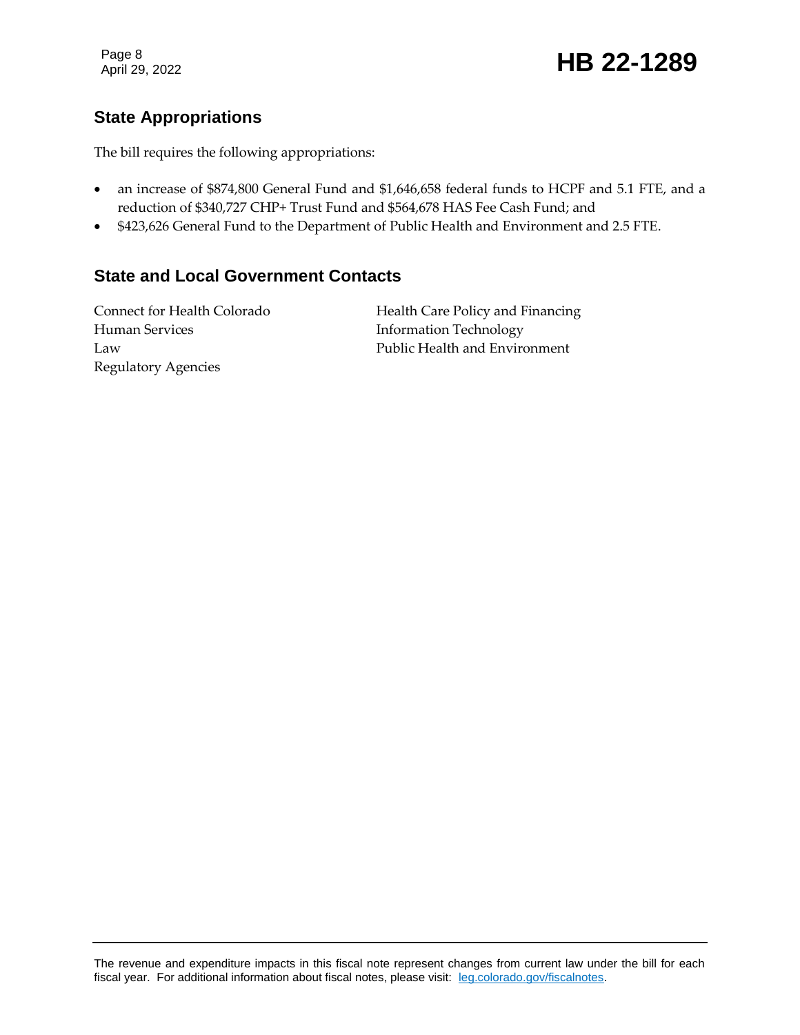## State Appropriations

The bill requires the following appropriations:

- an increase of $874,800 General Fund and $1,646,658 federal funds to HCPF and 5.1 FTE, and a reduction of $340,727 CHP+ Trust Fund and $564,678 HAS Fee Cash Fund; and
- $423,626 General Fund to the Department of Public Health and Environment and 2.5 FTE.

## State and Local Government Contacts

Connect for Health Colorado
Health Care Policy and Financing
Human Services
Information Technology
Law
Public Health and Environment
Regulatory Agencies

The revenue and expenditure impacts in this fiscal note represent changes from current law under the bill for each fiscal year. For additional information about fiscal notes, please visit: leg.colorado.gov/fiscalnotes.